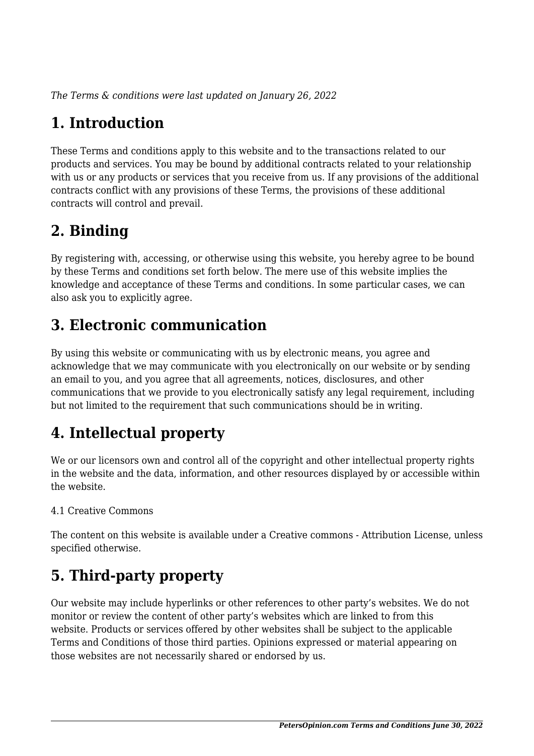*The Terms & conditions were last updated on January 26, 2022*

## 1. Introduction

These Terms and conditions apply to this website and to the transactions related to our products and services. You may be bound by additional contracts related to your relationship with us or any products or services that you receive from us. If any provisions of the additional contracts conflict with any provisions of these Terms, the provisions of these additional contracts will control and prevail.

## 2. Binding

By registering with, accessing, or otherwise using this website, you hereby agree to be bound by these Terms and conditions set forth below. The mere use of this website implies the knowledge and acceptance of these Terms and conditions. In some particular cases, we can also ask you to explicitly agree.

## 3. Electronic communication

By using this website or communicating with us by electronic means, you agree and acknowledge that we may communicate with you electronically on our website or by sending an email to you, and you agree that all agreements, notices, disclosures, and other communications that we provide to you electronically satisfy any legal requirement, including but not limited to the requirement that such communications should be in writing.

## 4. Intellectual property

We or our licensors own and control all of the copyright and other intellectual property rights in the website and the data, information, and other resources displayed by or accessible within the website.

4.1 Creative Commons

The content on this website is available under a Creative commons - Attribution License, unless specified otherwise.

## 5. Third-party property

Our website may include hyperlinks or other references to other party's websites. We do not monitor or review the content of other party's websites which are linked to from this website. Products or services offered by other websites shall be subject to the applicable Terms and Conditions of those third parties. Opinions expressed or material appearing on those websites are not necessarily shared or endorsed by us.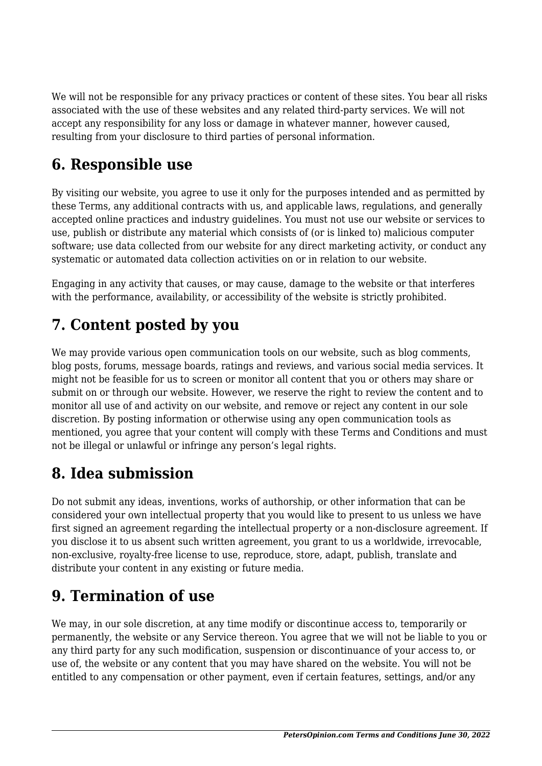We will not be responsible for any privacy practices or content of these sites. You bear all risks associated with the use of these websites and any related third-party services. We will not accept any responsibility for any loss or damage in whatever manner, however caused, resulting from your disclosure to third parties of personal information.

## 6. Responsible use

By visiting our website, you agree to use it only for the purposes intended and as permitted by these Terms, any additional contracts with us, and applicable laws, regulations, and generally accepted online practices and industry guidelines. You must not use our website or services to use, publish or distribute any material which consists of (or is linked to) malicious computer software; use data collected from our website for any direct marketing activity, or conduct any systematic or automated data collection activities on or in relation to our website.

Engaging in any activity that causes, or may cause, damage to the website or that interferes with the performance, availability, or accessibility of the website is strictly prohibited.

## 7. Content posted by you

We may provide various open communication tools on our website, such as blog comments, blog posts, forums, message boards, ratings and reviews, and various social media services. It might not be feasible for us to screen or monitor all content that you or others may share or submit on or through our website. However, we reserve the right to review the content and to monitor all use of and activity on our website, and remove or reject any content in our sole discretion. By posting information or otherwise using any open communication tools as mentioned, you agree that your content will comply with these Terms and Conditions and must not be illegal or unlawful or infringe any person's legal rights.

## 8. Idea submission

Do not submit any ideas, inventions, works of authorship, or other information that can be considered your own intellectual property that you would like to present to us unless we have first signed an agreement regarding the intellectual property or a non-disclosure agreement. If you disclose it to us absent such written agreement, you grant to us a worldwide, irrevocable, non-exclusive, royalty-free license to use, reproduce, store, adapt, publish, translate and distribute your content in any existing or future media.

## 9. Termination of use

We may, in our sole discretion, at any time modify or discontinue access to, temporarily or permanently, the website or any Service thereon. You agree that we will not be liable to you or any third party for any such modification, suspension or discontinuance of your access to, or use of, the website or any content that you may have shared on the website. You will not be entitled to any compensation or other payment, even if certain features, settings, and/or any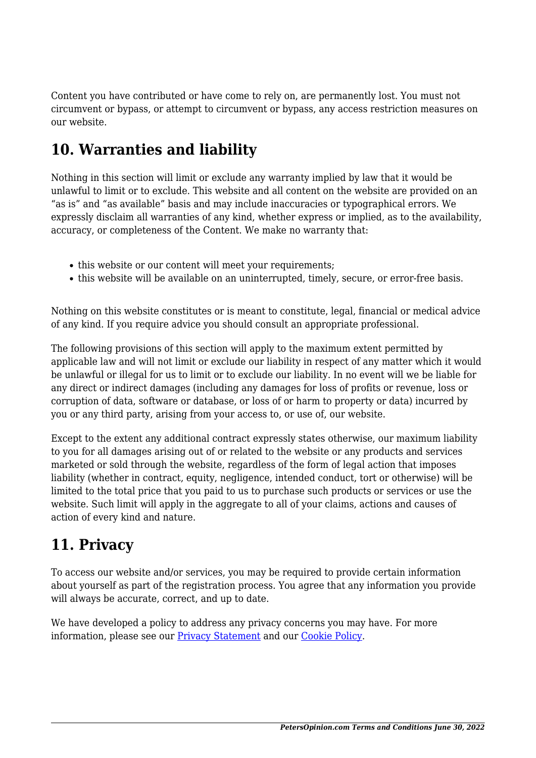Content you have contributed or have come to rely on, are permanently lost. You must not circumvent or bypass, or attempt to circumvent or bypass, any access restriction measures on our website.

## 10. Warranties and liability

Nothing in this section will limit or exclude any warranty implied by law that it would be unlawful to limit or to exclude. This website and all content on the website are provided on an "as is" and "as available" basis and may include inaccuracies or typographical errors. We expressly disclaim all warranties of any kind, whether express or implied, as to the availability, accuracy, or completeness of the Content. We make no warranty that:

- this website or our content will meet your requirements;
- this website will be available on an uninterrupted, timely, secure, or error-free basis.

Nothing on this website constitutes or is meant to constitute, legal, financial or medical advice of any kind. If you require advice you should consult an appropriate professional.

The following provisions of this section will apply to the maximum extent permitted by applicable law and will not limit or exclude our liability in respect of any matter which it would be unlawful or illegal for us to limit or to exclude our liability. In no event will we be liable for any direct or indirect damages (including any damages for loss of profits or revenue, loss or corruption of data, software or database, or loss of or harm to property or data) incurred by you or any third party, arising from your access to, or use of, our website.

Except to the extent any additional contract expressly states otherwise, our maximum liability to you for all damages arising out of or related to the website or any products and services marketed or sold through the website, regardless of the form of legal action that imposes liability (whether in contract, equity, negligence, intended conduct, tort or otherwise) will be limited to the total price that you paid to us to purchase such products or services or use the website. Such limit will apply in the aggregate to all of your claims, actions and causes of action of every kind and nature.

## 11. Privacy

To access our website and/or services, you may be required to provide certain information about yourself as part of the registration process. You agree that any information you provide will always be accurate, correct, and up to date.

We have developed a policy to address any privacy concerns you may have. For more information, please see our [Privacy Statement] and our [Cookie Policy].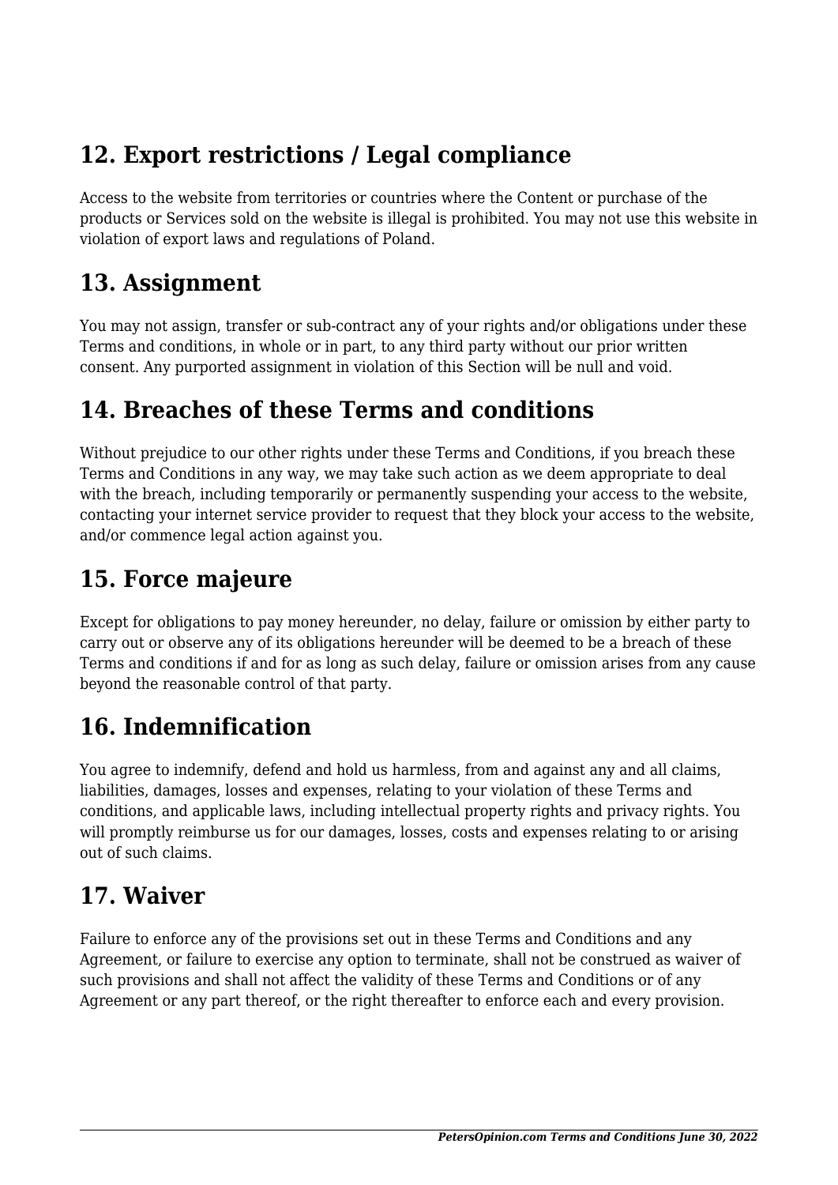## 12. Export restrictions / Legal compliance

Access to the website from territories or countries where the Content or purchase of the products or Services sold on the website is illegal is prohibited. You may not use this website in violation of export laws and regulations of Poland.

## 13. Assignment

You may not assign, transfer or sub-contract any of your rights and/or obligations under these Terms and conditions, in whole or in part, to any third party without our prior written consent. Any purported assignment in violation of this Section will be null and void.

## 14. Breaches of these Terms and conditions

Without prejudice to our other rights under these Terms and Conditions, if you breach these Terms and Conditions in any way, we may take such action as we deem appropriate to deal with the breach, including temporarily or permanently suspending your access to the website, contacting your internet service provider to request that they block your access to the website, and/or commence legal action against you.

## 15. Force majeure

Except for obligations to pay money hereunder, no delay, failure or omission by either party to carry out or observe any of its obligations hereunder will be deemed to be a breach of these Terms and conditions if and for as long as such delay, failure or omission arises from any cause beyond the reasonable control of that party.

## 16. Indemnification

You agree to indemnify, defend and hold us harmless, from and against any and all claims, liabilities, damages, losses and expenses, relating to your violation of these Terms and conditions, and applicable laws, including intellectual property rights and privacy rights. You will promptly reimburse us for our damages, losses, costs and expenses relating to or arising out of such claims.

## 17. Waiver

Failure to enforce any of the provisions set out in these Terms and Conditions and any Agreement, or failure to exercise any option to terminate, shall not be construed as waiver of such provisions and shall not affect the validity of these Terms and Conditions or of any Agreement or any part thereof, or the right thereafter to enforce each and every provision.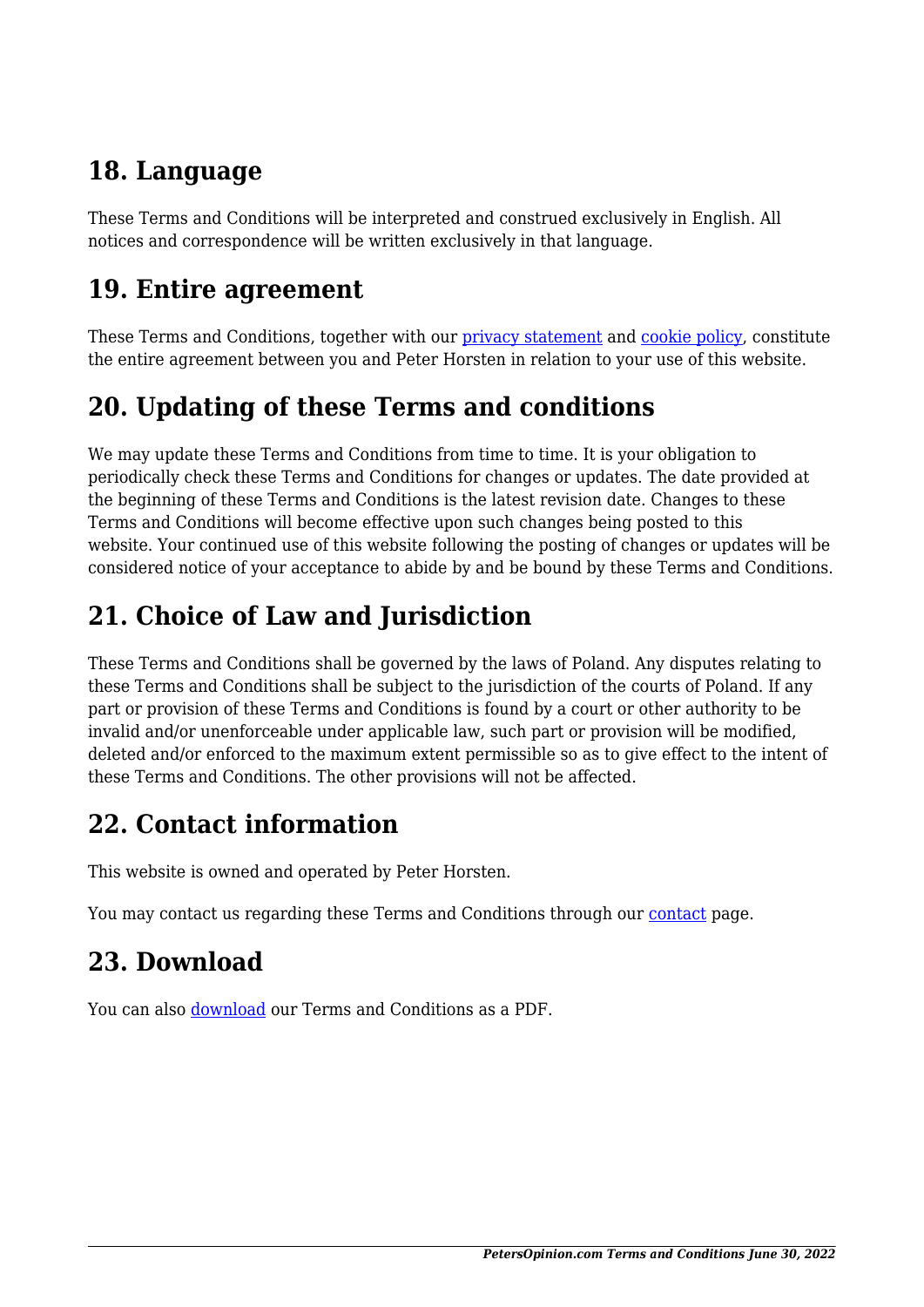## 18. Language

These Terms and Conditions will be interpreted and construed exclusively in English. All notices and correspondence will be written exclusively in that language.

## 19. Entire agreement

These Terms and Conditions, together with our privacy statement and cookie policy, constitute the entire agreement between you and Peter Horsten in relation to your use of this website.

## 20. Updating of these Terms and conditions

We may update these Terms and Conditions from time to time. It is your obligation to periodically check these Terms and Conditions for changes or updates. The date provided at the beginning of these Terms and Conditions is the latest revision date. Changes to these Terms and Conditions will become effective upon such changes being posted to this website. Your continued use of this website following the posting of changes or updates will be considered notice of your acceptance to abide by and be bound by these Terms and Conditions.

## 21. Choice of Law and Jurisdiction

These Terms and Conditions shall be governed by the laws of Poland. Any disputes relating to these Terms and Conditions shall be subject to the jurisdiction of the courts of Poland. If any part or provision of these Terms and Conditions is found by a court or other authority to be invalid and/or unenforceable under applicable law, such part or provision will be modified, deleted and/or enforced to the maximum extent permissible so as to give effect to the intent of these Terms and Conditions. The other provisions will not be affected.

## 22. Contact information

This website is owned and operated by Peter Horsten.

You may contact us regarding these Terms and Conditions through our contact page.

## 23. Download

You can also download our Terms and Conditions as a PDF.